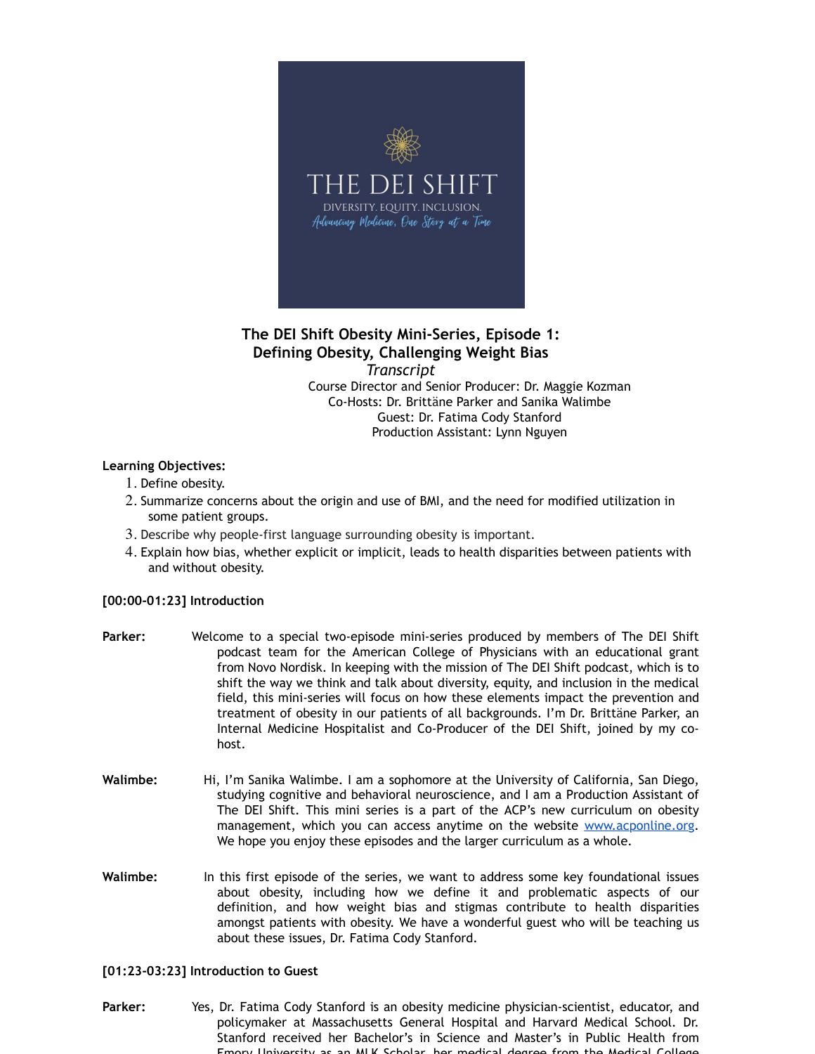# The DEI Shift Obesity Mini-Series, Episode 1: Defining Obesity, Challenging Weight Bias

*Transcript*

Course Director and Senior Producer: Dr. Maggie Kozman
Co-Hosts: Dr. Brittäne Parker and Sanika Walimbe
Guest: Dr. Fatima Cody Stanford
Production Assistant: Lynn Nguyen

**Learning Objectives:**

1. Define obesity.
2. Summarize concerns about the origin and use of BMI, and the need for modified utilization in some patient groups.
3. Describe why people-first language surrounding obesity is important.
4. Explain how bias, whether explicit or implicit, leads to health disparities between patients with and without obesity.

**[00:00-01:23] Introduction**

**Parker:** Welcome to a special two-episode mini-series produced by members of The DEI Shift podcast team for the American College of Physicians with an educational grant from Novo Nordisk. In keeping with the mission of The DEI Shift podcast, which is to shift the way we think and talk about diversity, equity, and inclusion in the medical field, this mini-series will focus on how these elements impact the prevention and treatment of obesity in our patients of all backgrounds. I'm Dr. Brittäne Parker, an Internal Medicine Hospitalist and Co-Producer of the DEI Shift, joined by my co-host.

**Walimbe:** Hi, I'm Sanika Walimbe. I am a sophomore at the University of California, San Diego, studying cognitive and behavioral neuroscience, and I am a Production Assistant of The DEI Shift. This mini series is a part of the ACP's new curriculum on obesity management, which you can access anytime on the website www.acponline.org. We hope you enjoy these episodes and the larger curriculum as a whole.

**Walimbe:** In this first episode of the series, we want to address some key foundational issues about obesity, including how we define it and problematic aspects of our definition, and how weight bias and stigmas contribute to health disparities amongst patients with obesity. We have a wonderful guest who will be teaching us about these issues, Dr. Fatima Cody Stanford.

**[01:23-03:23] Introduction to Guest**

**Parker:** Yes, Dr. Fatima Cody Stanford is an obesity medicine physician-scientist, educator, and policymaker at Massachusetts General Hospital and Harvard Medical School. Dr. Stanford received her Bachelor's in Science and Master's in Public Health from Emory University as an MLK Scholar, her medical degree from the Medical College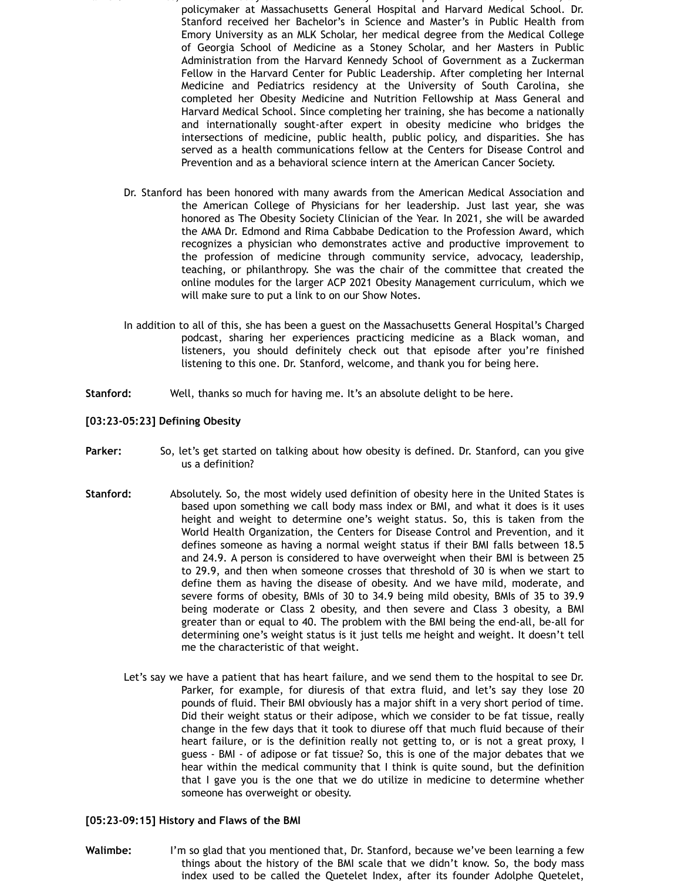policymaker at Massachusetts General Hospital and Harvard Medical School. Dr. Stanford received her Bachelor's in Science and Master's in Public Health from Emory University as an MLK Scholar, her medical degree from the Medical College of Georgia School of Medicine as a Stoney Scholar, and her Masters in Public Administration from the Harvard Kennedy School of Government as a Zuckerman Fellow in the Harvard Center for Public Leadership. After completing her Internal Medicine and Pediatrics residency at the University of South Carolina, she completed her Obesity Medicine and Nutrition Fellowship at Mass General and Harvard Medical School. Since completing her training, she has become a nationally and internationally sought-after expert in obesity medicine who bridges the intersections of medicine, public health, public policy, and disparities. She has served as a health communications fellow at the Centers for Disease Control and Prevention and as a behavioral science intern at the American Cancer Society.

Dr. Stanford has been honored with many awards from the American Medical Association and the American College of Physicians for her leadership. Just last year, she was honored as The Obesity Society Clinician of the Year. In 2021, she will be awarded the AMA Dr. Edmond and Rima Cabbabe Dedication to the Profession Award, which recognizes a physician who demonstrates active and productive improvement to the profession of medicine through community service, advocacy, leadership, teaching, or philanthropy. She was the chair of the committee that created the online modules for the larger ACP 2021 Obesity Management curriculum, which we will make sure to put a link to on our Show Notes.

In addition to all of this, she has been a guest on the Massachusetts General Hospital's Charged podcast, sharing her experiences practicing medicine as a Black woman, and listeners, you should definitely check out that episode after you're finished listening to this one. Dr. Stanford, welcome, and thank you for being here.

**Stanford:** Well, thanks so much for having me. It's an absolute delight to be here.

**[03:23-05:23] Defining Obesity**

**Parker:** So, let's get started on talking about how obesity is defined. Dr. Stanford, can you give us a definition?

**Stanford:** Absolutely. So, the most widely used definition of obesity here in the United States is based upon something we call body mass index or BMI, and what it does is it uses height and weight to determine one's weight status. So, this is taken from the World Health Organization, the Centers for Disease Control and Prevention, and it defines someone as having a normal weight status if their BMI falls between 18.5 and 24.9. A person is considered to have overweight when their BMI is between 25 to 29.9, and then when someone crosses that threshold of 30 is when we start to define them as having the disease of obesity. And we have mild, moderate, and severe forms of obesity, BMIs of 30 to 34.9 being mild obesity, BMIs of 35 to 39.9 being moderate or Class 2 obesity, and then severe and Class 3 obesity, a BMI greater than or equal to 40. The problem with the BMI being the end-all, be-all for determining one's weight status is it just tells me height and weight. It doesn't tell me the characteristic of that weight.

Let's say we have a patient that has heart failure, and we send them to the hospital to see Dr. Parker, for example, for diuresis of that extra fluid, and let's say they lose 20 pounds of fluid. Their BMI obviously has a major shift in a very short period of time. Did their weight status or their adipose, which we consider to be fat tissue, really change in the few days that it took to diurese off that much fluid because of their heart failure, or is the definition really not getting to, or is not a great proxy, I guess - BMI - of adipose or fat tissue? So, this is one of the major debates that we hear within the medical community that I think is quite sound, but the definition that I gave you is the one that we do utilize in medicine to determine whether someone has overweight or obesity.

**[05:23-09:15] History and Flaws of the BMI**

**Walimbe:** I'm so glad that you mentioned that, Dr. Stanford, because we've been learning a few things about the history of the BMI scale that we didn't know. So, the body mass index used to be called the Quetelet Index, after its founder Adolphe Quetelet,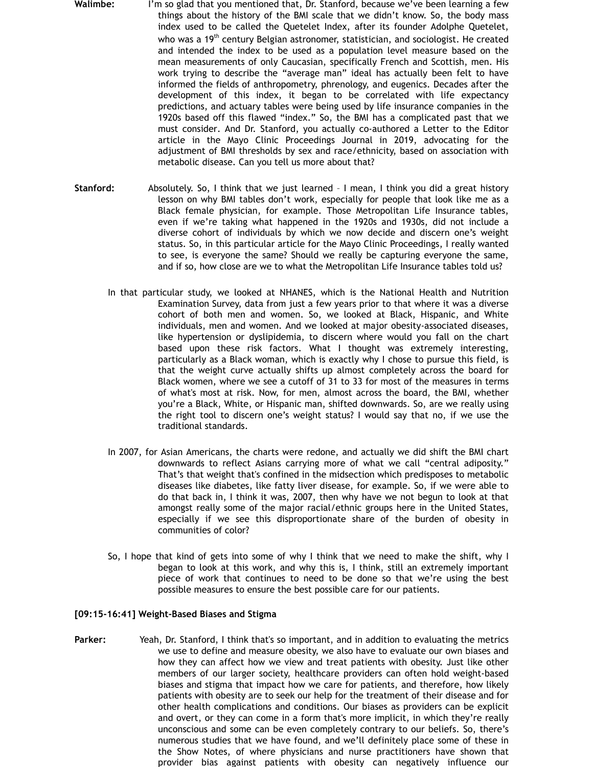**Walimbe:** I'm so glad that you mentioned that, Dr. Stanford, because we've been learning a few things about the history of the BMI scale that we didn't know. So, the body mass index used to be called the Quetelet Index, after its founder Adolphe Quetelet, who was a 19th century Belgian astronomer, statistician, and sociologist. He created and intended the index to be used as a population level measure based on the mean measurements of only Caucasian, specifically French and Scottish, men. His work trying to describe the "average man" ideal has actually been felt to have informed the fields of anthropometry, phrenology, and eugenics. Decades after the development of this index, it began to be correlated with life expectancy predictions, and actuary tables were being used by life insurance companies in the 1920s based off this flawed "index." So, the BMI has a complicated past that we must consider. And Dr. Stanford, you actually co-authored a Letter to the Editor article in the Mayo Clinic Proceedings Journal in 2019, advocating for the adjustment of BMI thresholds by sex and race/ethnicity, based on association with metabolic disease. Can you tell us more about that?

**Stanford:** Absolutely. So, I think that we just learned – I mean, I think you did a great history lesson on why BMI tables don't work, especially for people that look like me as a Black female physician, for example. Those Metropolitan Life Insurance tables, even if we're taking what happened in the 1920s and 1930s, did not include a diverse cohort of individuals by which we now decide and discern one's weight status. So, in this particular article for the Mayo Clinic Proceedings, I really wanted to see, is everyone the same? Should we really be capturing everyone the same, and if so, how close are we to what the Metropolitan Life Insurance tables told us?

In that particular study, we looked at NHANES, which is the National Health and Nutrition Examination Survey, data from just a few years prior to that where it was a diverse cohort of both men and women. So, we looked at Black, Hispanic, and White individuals, men and women. And we looked at major obesity-associated diseases, like hypertension or dyslipidemia, to discern where would you fall on the chart based upon these risk factors. What I thought was extremely interesting, particularly as a Black woman, which is exactly why I chose to pursue this field, is that the weight curve actually shifts up almost completely across the board for Black women, where we see a cutoff of 31 to 33 for most of the measures in terms of what's most at risk. Now, for men, almost across the board, the BMI, whether you're a Black, White, or Hispanic man, shifted downwards. So, are we really using the right tool to discern one's weight status? I would say that no, if we use the traditional standards.

In 2007, for Asian Americans, the charts were redone, and actually we did shift the BMI chart downwards to reflect Asians carrying more of what we call "central adiposity." That's that weight that's confined in the midsection which predisposes to metabolic diseases like diabetes, like fatty liver disease, for example. So, if we were able to do that back in, I think it was, 2007, then why have we not begun to look at that amongst really some of the major racial/ethnic groups here in the United States, especially if we see this disproportionate share of the burden of obesity in communities of color?

So, I hope that kind of gets into some of why I think that we need to make the shift, why I began to look at this work, and why this is, I think, still an extremely important piece of work that continues to need to be done so that we're using the best possible measures to ensure the best possible care for our patients.

**[09:15-16:41] Weight-Based Biases and Stigma**

**Parker:** Yeah, Dr. Stanford, I think that's so important, and in addition to evaluating the metrics we use to define and measure obesity, we also have to evaluate our own biases and how they can affect how we view and treat patients with obesity. Just like other members of our larger society, healthcare providers can often hold weight-based biases and stigma that impact how we care for patients, and therefore, how likely patients with obesity are to seek our help for the treatment of their disease and for other health complications and conditions. Our biases as providers can be explicit and overt, or they can come in a form that's more implicit, in which they're really unconscious and some can be even completely contrary to our beliefs. So, there's numerous studies that we have found, and we'll definitely place some of these in the Show Notes, of where physicians and nurse practitioners have shown that provider bias against patients with obesity can negatively influence our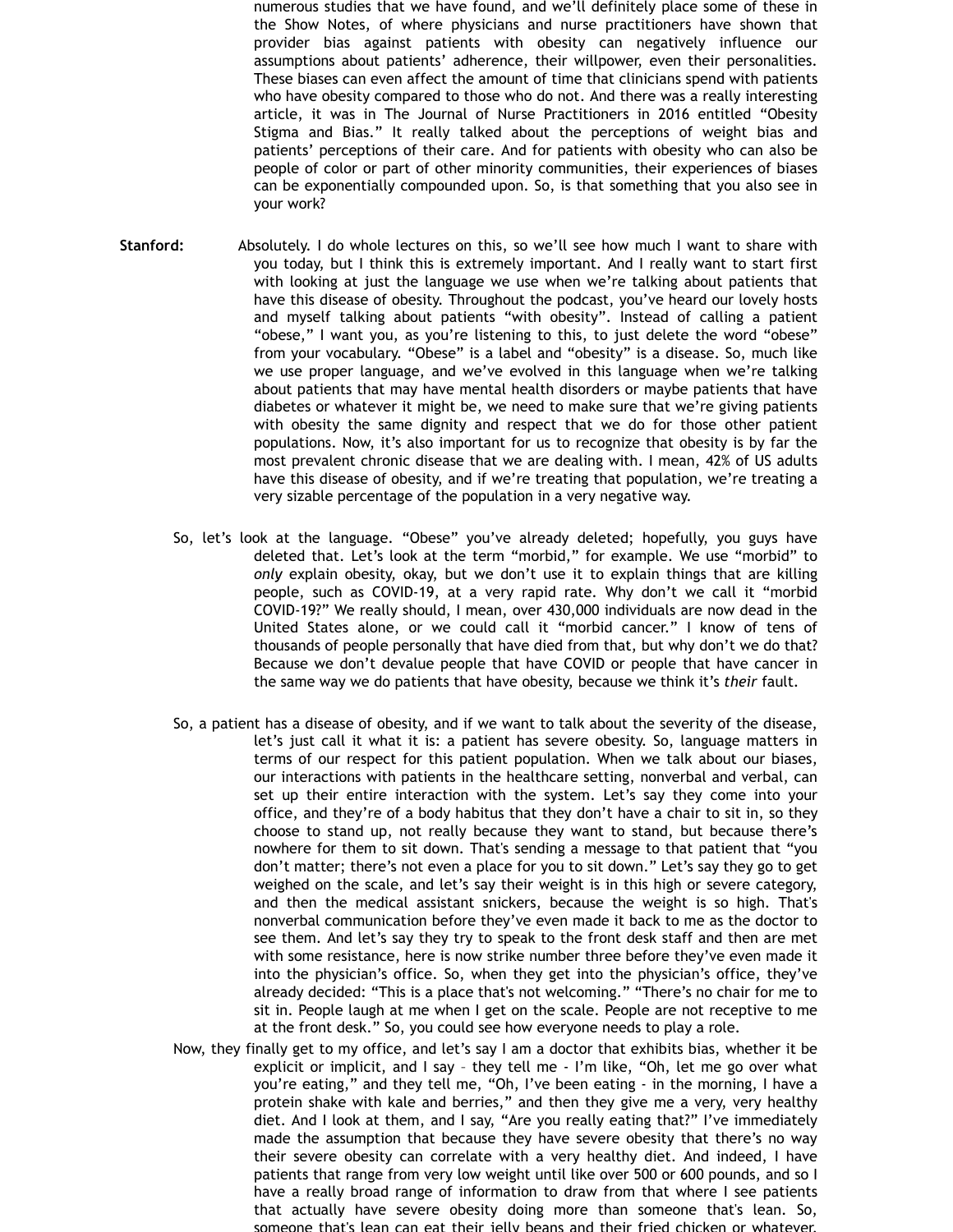numerous studies that we have found, and we'll definitely place some of these in the Show Notes, of where physicians and nurse practitioners have shown that provider bias against patients with obesity can negatively influence our assumptions about patients' adherence, their willpower, even their personalities. These biases can even affect the amount of time that clinicians spend with patients who have obesity compared to those who do not. And there was a really interesting article, it was in The Journal of Nurse Practitioners in 2016 entitled "Obesity Stigma and Bias." It really talked about the perceptions of weight bias and patients' perceptions of their care. And for patients with obesity who can also be people of color or part of other minority communities, their experiences of biases can be exponentially compounded upon. So, is that something that you also see in your work?

**Stanford:** Absolutely. I do whole lectures on this, so we'll see how much I want to share with you today, but I think this is extremely important. And I really want to start first with looking at just the language we use when we're talking about patients that have this disease of obesity. Throughout the podcast, you've heard our lovely hosts and myself talking about patients "with obesity". Instead of calling a patient "obese," I want you, as you're listening to this, to just delete the word "obese" from your vocabulary. "Obese" is a label and "obesity" is a disease. So, much like we use proper language, and we've evolved in this language when we're talking about patients that may have mental health disorders or maybe patients that have diabetes or whatever it might be, we need to make sure that we're giving patients with obesity the same dignity and respect that we do for those other patient populations. Now, it's also important for us to recognize that obesity is by far the most prevalent chronic disease that we are dealing with. I mean, 42% of US adults have this disease of obesity, and if we're treating that population, we're treating a very sizable percentage of the population in a very negative way.

So, let's look at the language. "Obese" you've already deleted; hopefully, you guys have deleted that. Let's look at the term "morbid," for example. We use "morbid" to *only* explain obesity, okay, but we don't use it to explain things that are killing people, such as COVID-19, at a very rapid rate. Why don't we call it "morbid COVID-19?" We really should, I mean, over 430,000 individuals are now dead in the United States alone, or we could call it "morbid cancer." I know of tens of thousands of people personally that have died from that, but why don't we do that? Because we don't devalue people that have COVID or people that have cancer in the same way we do patients that have obesity, because we think it's *their* fault.

So, a patient has a disease of obesity, and if we want to talk about the severity of the disease, let's just call it what it is: a patient has severe obesity. So, language matters in terms of our respect for this patient population. When we talk about our biases, our interactions with patients in the healthcare setting, nonverbal and verbal, can set up their entire interaction with the system. Let's say they come into your office, and they're of a body habitus that they don't have a chair to sit in, so they choose to stand up, not really because they want to stand, but because there's nowhere for them to sit down. That's sending a message to that patient that "you don't matter; there's not even a place for you to sit down." Let's say they go to get weighed on the scale, and let's say their weight is in this high or severe category, and then the medical assistant snickers, because the weight is so high. That's nonverbal communication before they've even made it back to me as the doctor to see them. And let's say they try to speak to the front desk staff and then are met with some resistance, here is now strike number three before they've even made it into the physician's office. So, when they get into the physician's office, they've already decided: "This is a place that's not welcoming." "There's no chair for me to sit in. People laugh at me when I get on the scale. People are not receptive to me at the front desk." So, you could see how everyone needs to play a role.

Now, they finally get to my office, and let's say I am a doctor that exhibits bias, whether it be explicit or implicit, and I say – they tell me - I'm like, "Oh, let me go over what you're eating," and they tell me, "Oh, I've been eating - in the morning, I have a protein shake with kale and berries," and then they give me a very, very healthy diet. And I look at them, and I say, "Are you really eating that?" I've immediately made the assumption that because they have severe obesity that there's no way their severe obesity can correlate with a very healthy diet. And indeed, I have patients that range from very low weight until like over 500 or 600 pounds, and so I have a really broad range of information to draw from that where I see patients that actually have severe obesity doing more than someone that's lean. So, someone that's lean can eat their jelly beans and their fried chicken or whatever,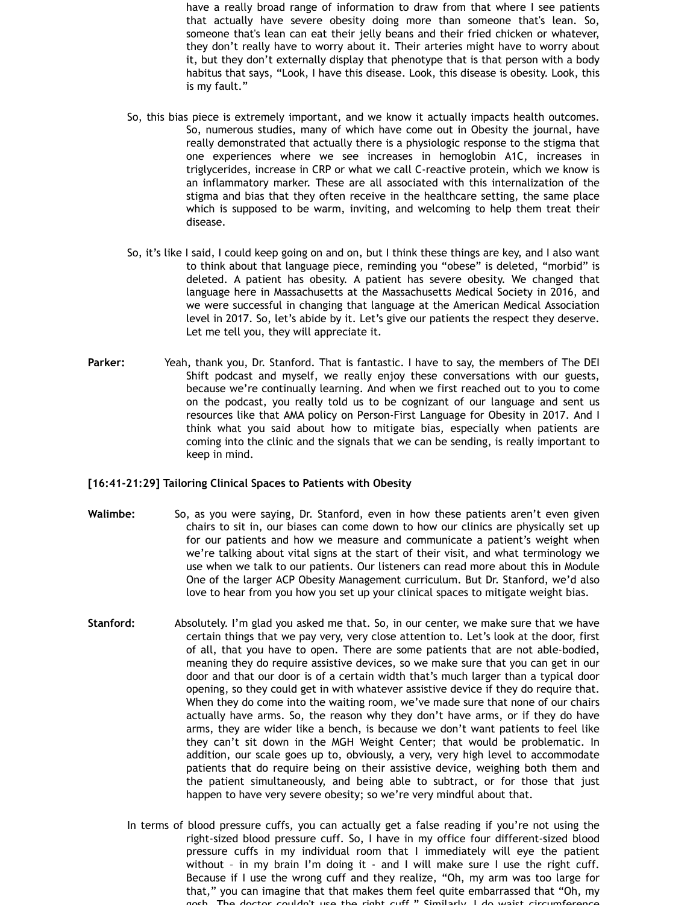have a really broad range of information to draw from that where I see patients that actually have severe obesity doing more than someone that's lean. So, someone that's lean can eat their jelly beans and their fried chicken or whatever, they don't really have to worry about it. Their arteries might have to worry about it, but they don't externally display that phenotype that is that person with a body habitus that says, "Look, I have this disease. Look, this disease is obesity. Look, this is my fault."

So, this bias piece is extremely important, and we know it actually impacts health outcomes. So, numerous studies, many of which have come out in Obesity the journal, have really demonstrated that actually there is a physiologic response to the stigma that one experiences where we see increases in hemoglobin A1C, increases in triglycerides, increase in CRP or what we call C-reactive protein, which we know is an inflammatory marker. These are all associated with this internalization of the stigma and bias that they often receive in the healthcare setting, the same place which is supposed to be warm, inviting, and welcoming to help them treat their disease.

So, it's like I said, I could keep going on and on, but I think these things are key, and I also want to think about that language piece, reminding you "obese" is deleted, "morbid" is deleted. A patient has obesity. A patient has severe obesity. We changed that language here in Massachusetts at the Massachusetts Medical Society in 2016, and we were successful in changing that language at the American Medical Association level in 2017. So, let's abide by it. Let's give our patients the respect they deserve. Let me tell you, they will appreciate it.

**Parker:** Yeah, thank you, Dr. Stanford. That is fantastic. I have to say, the members of The DEI Shift podcast and myself, we really enjoy these conversations with our guests, because we're continually learning. And when we first reached out to you to come on the podcast, you really told us to be cognizant of our language and sent us resources like that AMA policy on Person-First Language for Obesity in 2017. And I think what you said about how to mitigate bias, especially when patients are coming into the clinic and the signals that we can be sending, is really important to keep in mind.

**[16:41-21:29] Tailoring Clinical Spaces to Patients with Obesity**

**Walimbe:** So, as you were saying, Dr. Stanford, even in how these patients aren't even given chairs to sit in, our biases can come down to how our clinics are physically set up for our patients and how we measure and communicate a patient's weight when we're talking about vital signs at the start of their visit, and what terminology we use when we talk to our patients. Our listeners can read more about this in Module One of the larger ACP Obesity Management curriculum. But Dr. Stanford, we'd also love to hear from you how you set up your clinical spaces to mitigate weight bias.

**Stanford:** Absolutely. I'm glad you asked me that. So, in our center, we make sure that we have certain things that we pay very, very close attention to. Let's look at the door, first of all, that you have to open. There are some patients that are not able-bodied, meaning they do require assistive devices, so we make sure that you can get in our door and that our door is of a certain width that's much larger than a typical door opening, so they could get in with whatever assistive device if they do require that. When they do come into the waiting room, we've made sure that none of our chairs actually have arms. So, the reason why they don't have arms, or if they do have arms, they are wider like a bench, is because we don't want patients to feel like they can't sit down in the MGH Weight Center; that would be problematic. In addition, our scale goes up to, obviously, a very, very high level to accommodate patients that do require being on their assistive device, weighing both them and the patient simultaneously, and being able to subtract, or for those that just happen to have very severe obesity; so we're very mindful about that.

In terms of blood pressure cuffs, you can actually get a false reading if you're not using the right-sized blood pressure cuff. So, I have in my office four different-sized blood pressure cuffs in my individual room that I immediately will eye the patient without – in my brain I'm doing it - and I will make sure I use the right cuff. Because if I use the wrong cuff and they realize, "Oh, my arm was too large for that," you can imagine that that makes them feel quite embarrassed that "Oh, my gosh. The doctor couldn't use the right cuff." Similarly, I do waist circumference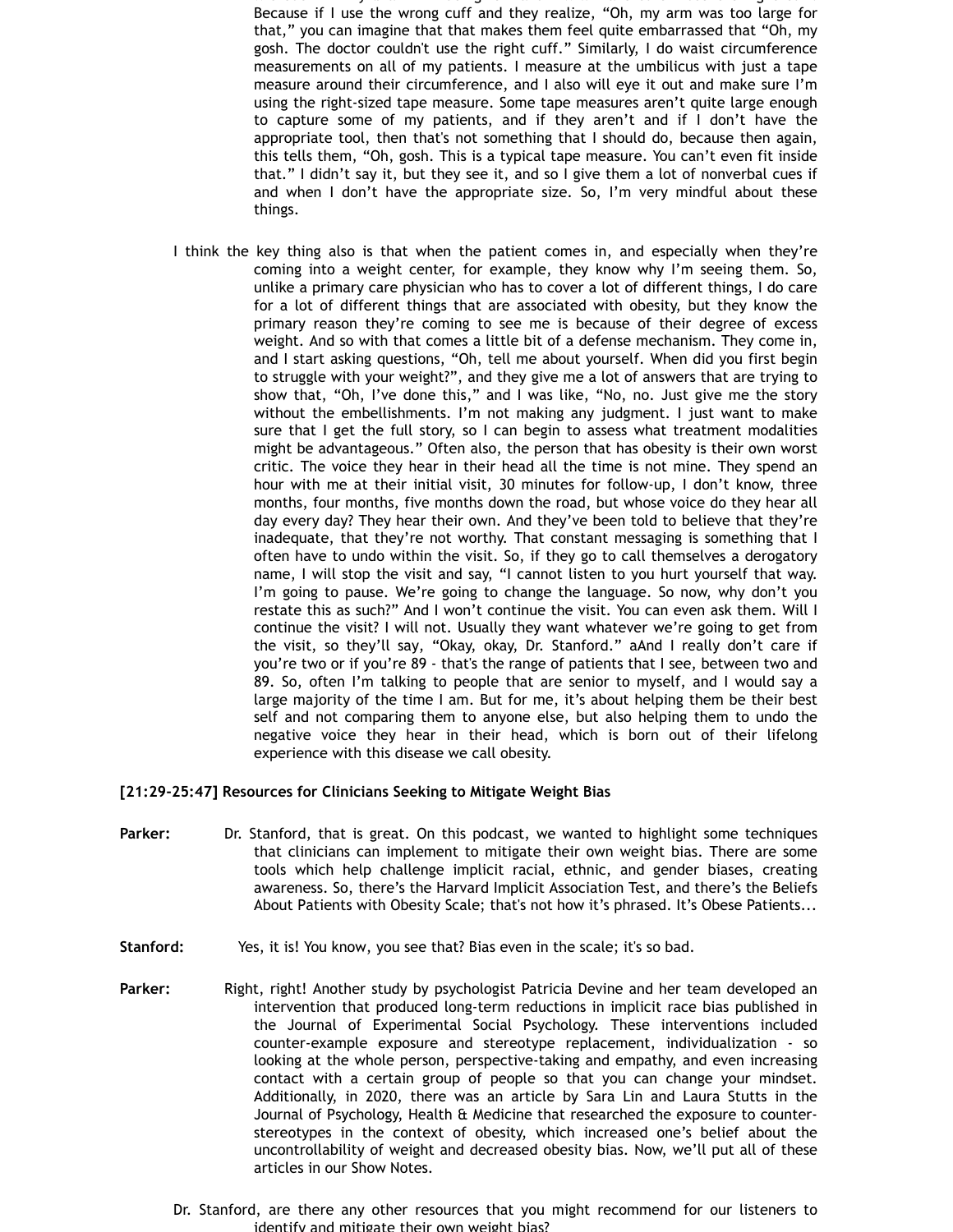Because if I use the wrong cuff and they realize, "Oh, my arm was too large for that," you can imagine that that makes them feel quite embarrassed that "Oh, my gosh. The doctor couldn't use the right cuff." Similarly, I do waist circumference measurements on all of my patients. I measure at the umbilicus with just a tape measure around their circumference, and I also will eye it out and make sure I'm using the right-sized tape measure. Some tape measures aren't quite large enough to capture some of my patients, and if they aren't and if I don't have the appropriate tool, then that's not something that I should do, because then again, this tells them, "Oh, gosh. This is a typical tape measure. You can't even fit inside that." I didn't say it, but they see it, and so I give them a lot of nonverbal cues if and when I don't have the appropriate size. So, I'm very mindful about these things.

I think the key thing also is that when the patient comes in, and especially when they're coming into a weight center, for example, they know why I'm seeing them. So, unlike a primary care physician who has to cover a lot of different things, I do care for a lot of different things that are associated with obesity, but they know the primary reason they're coming to see me is because of their degree of excess weight. And so with that comes a little bit of a defense mechanism. They come in, and I start asking questions, "Oh, tell me about yourself. When did you first begin to struggle with your weight?", and they give me a lot of answers that are trying to show that, "Oh, I've done this," and I was like, "No, no. Just give me the story without the embellishments. I'm not making any judgment. I just want to make sure that I get the full story, so I can begin to assess what treatment modalities might be advantageous." Often also, the person that has obesity is their own worst critic. The voice they hear in their head all the time is not mine. They spend an hour with me at their initial visit, 30 minutes for follow-up, I don't know, three months, four months, five months down the road, but whose voice do they hear all day every day? They hear their own. And they've been told to believe that they're inadequate, that they're not worthy. That constant messaging is something that I often have to undo within the visit. So, if they go to call themselves a derogatory name, I will stop the visit and say, "I cannot listen to you hurt yourself that way. I'm going to pause. We're going to change the language. So now, why don't you restate this as such?" And I won't continue the visit. You can even ask them. Will I continue the visit? I will not. Usually they want whatever we're going to get from the visit, so they'll say, "Okay, okay, Dr. Stanford." aAnd I really don't care if you're two or if you're 89 - that's the range of patients that I see, between two and 89. So, often I'm talking to people that are senior to myself, and I would say a large majority of the time I am. But for me, it's about helping them be their best self and not comparing them to anyone else, but also helping them to undo the negative voice they hear in their head, which is born out of their lifelong experience with this disease we call obesity.

**[21:29-25:47] Resources for Clinicians Seeking to Mitigate Weight Bias**

**Parker:** Dr. Stanford, that is great. On this podcast, we wanted to highlight some techniques that clinicians can implement to mitigate their own weight bias. There are some tools which help challenge implicit racial, ethnic, and gender biases, creating awareness. So, there's the Harvard Implicit Association Test, and there's the Beliefs About Patients with Obesity Scale; that's not how it's phrased. It's Obese Patients...

**Stanford:** Yes, it is! You know, you see that? Bias even in the scale; it's so bad.

**Parker:** Right, right! Another study by psychologist Patricia Devine and her team developed an intervention that produced long-term reductions in implicit race bias published in the Journal of Experimental Social Psychology. These interventions included counter-example exposure and stereotype replacement, individualization - so looking at the whole person, perspective-taking and empathy, and even increasing contact with a certain group of people so that you can change your mindset. Additionally, in 2020, there was an article by Sara Lin and Laura Stutts in the Journal of Psychology, Health & Medicine that researched the exposure to counter-stereotypes in the context of obesity, which increased one's belief about the uncontrollability of weight and decreased obesity bias. Now, we'll put all of these articles in our Show Notes.

Dr. Stanford, are there any other resources that you might recommend for our listeners to identify and mitigate their own weight bias?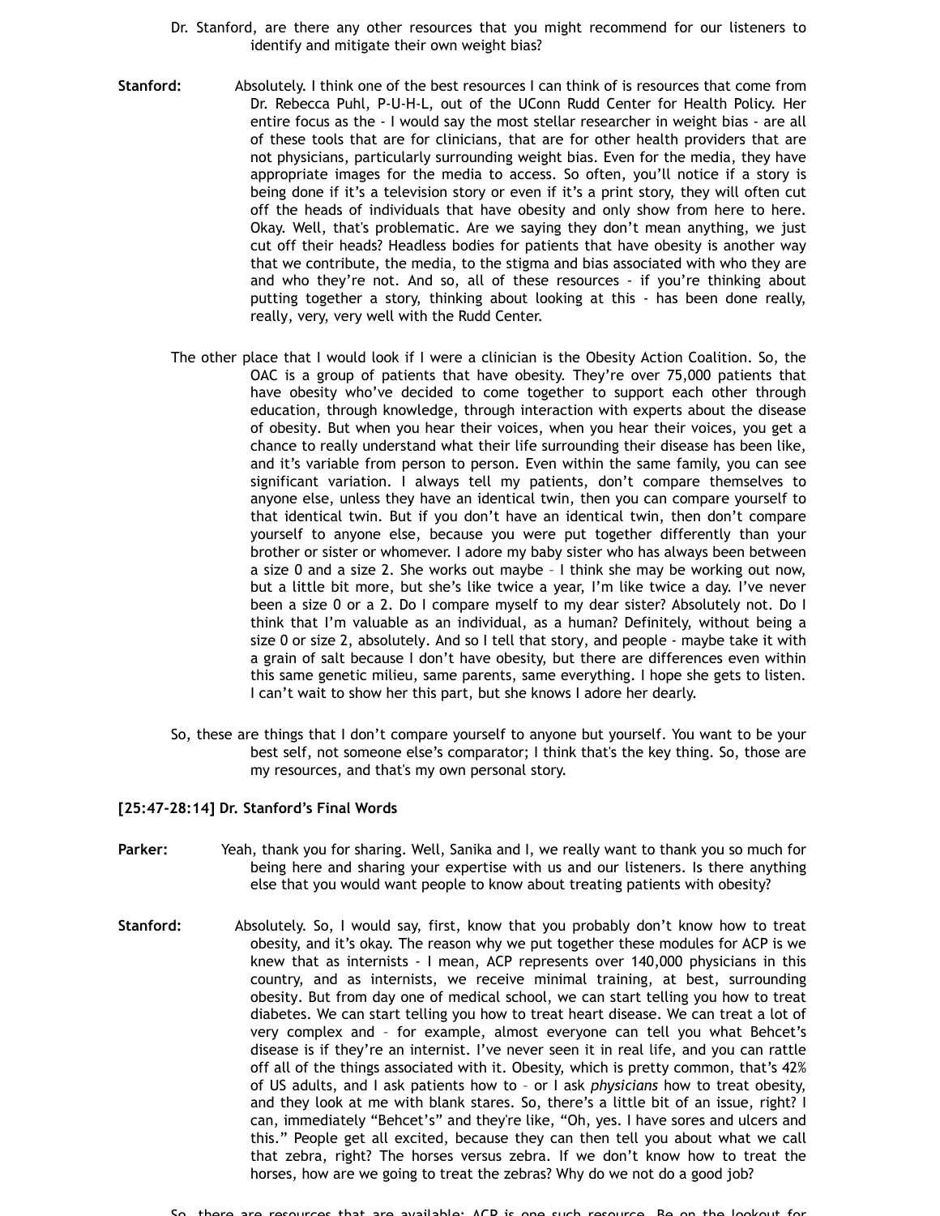Dr. Stanford, are there any other resources that you might recommend for our listeners to identify and mitigate their own weight bias?

**Stanford:** Absolutely. I think one of the best resources I can think of is resources that come from Dr. Rebecca Puhl, P-U-H-L, out of the UConn Rudd Center for Health Policy. Her entire focus as the - I would say the most stellar researcher in weight bias - are all of these tools that are for clinicians, that are for other health providers that are not physicians, particularly surrounding weight bias. Even for the media, they have appropriate images for the media to access. So often, you'll notice if a story is being done if it's a television story or even if it's a print story, they will often cut off the heads of individuals that have obesity and only show from here to here. Okay. Well, that's problematic. Are we saying they don't mean anything, we just cut off their heads? Headless bodies for patients that have obesity is another way that we contribute, the media, to the stigma and bias associated with who they are and who they're not. And so, all of these resources - if you're thinking about putting together a story, thinking about looking at this - has been done really, really, very, very well with the Rudd Center.

The other place that I would look if I were a clinician is the Obesity Action Coalition. So, the OAC is a group of patients that have obesity. They're over 75,000 patients that have obesity who've decided to come together to support each other through education, through knowledge, through interaction with experts about the disease of obesity. But when you hear their voices, when you hear their voices, you get a chance to really understand what their life surrounding their disease has been like, and it's variable from person to person. Even within the same family, you can see significant variation. I always tell my patients, don't compare themselves to anyone else, unless they have an identical twin, then you can compare yourself to that identical twin. But if you don't have an identical twin, then don't compare yourself to anyone else, because you were put together differently than your brother or sister or whomever. I adore my baby sister who has always been between a size 0 and a size 2. She works out maybe – I think she may be working out now, but a little bit more, but she's like twice a year, I'm like twice a day. I've never been a size 0 or a 2. Do I compare myself to my dear sister? Absolutely not. Do I think that I'm valuable as an individual, as a human? Definitely, without being a size 0 or size 2, absolutely. And so I tell that story, and people - maybe take it with a grain of salt because I don't have obesity, but there are differences even within this same genetic milieu, same parents, same everything. I hope she gets to listen. I can't wait to show her this part, but she knows I adore her dearly.

So, these are things that I don't compare yourself to anyone but yourself. You want to be your best self, not someone else's comparator; I think that's the key thing. So, those are my resources, and that's my own personal story.

**[25:47-28:14] Dr. Stanford's Final Words**

**Parker:** Yeah, thank you for sharing. Well, Sanika and I, we really want to thank you so much for being here and sharing your expertise with us and our listeners. Is there anything else that you would want people to know about treating patients with obesity?

**Stanford:** Absolutely. So, I would say, first, know that you probably don't know how to treat obesity, and it's okay. The reason why we put together these modules for ACP is we knew that as internists - I mean, ACP represents over 140,000 physicians in this country, and as internists, we receive minimal training, at best, surrounding obesity. But from day one of medical school, we can start telling you how to treat diabetes. We can start telling you how to treat heart disease. We can treat a lot of very complex and – for example, almost everyone can tell you what Behcet's disease is if they're an internist. I've never seen it in real life, and you can rattle off all of the things associated with it. Obesity, which is pretty common, that's 42% of US adults, and I ask patients how to – or I ask *physicians* how to treat obesity, and they look at me with blank stares. So, there's a little bit of an issue, right? I can, immediately "Behcet's" and they're like, "Oh, yes. I have sores and ulcers and this." People get all excited, because they can then tell you about what we call that zebra, right? The horses versus zebra. If we don't know how to treat the horses, how are we going to treat the zebras? Why do we not do a good job?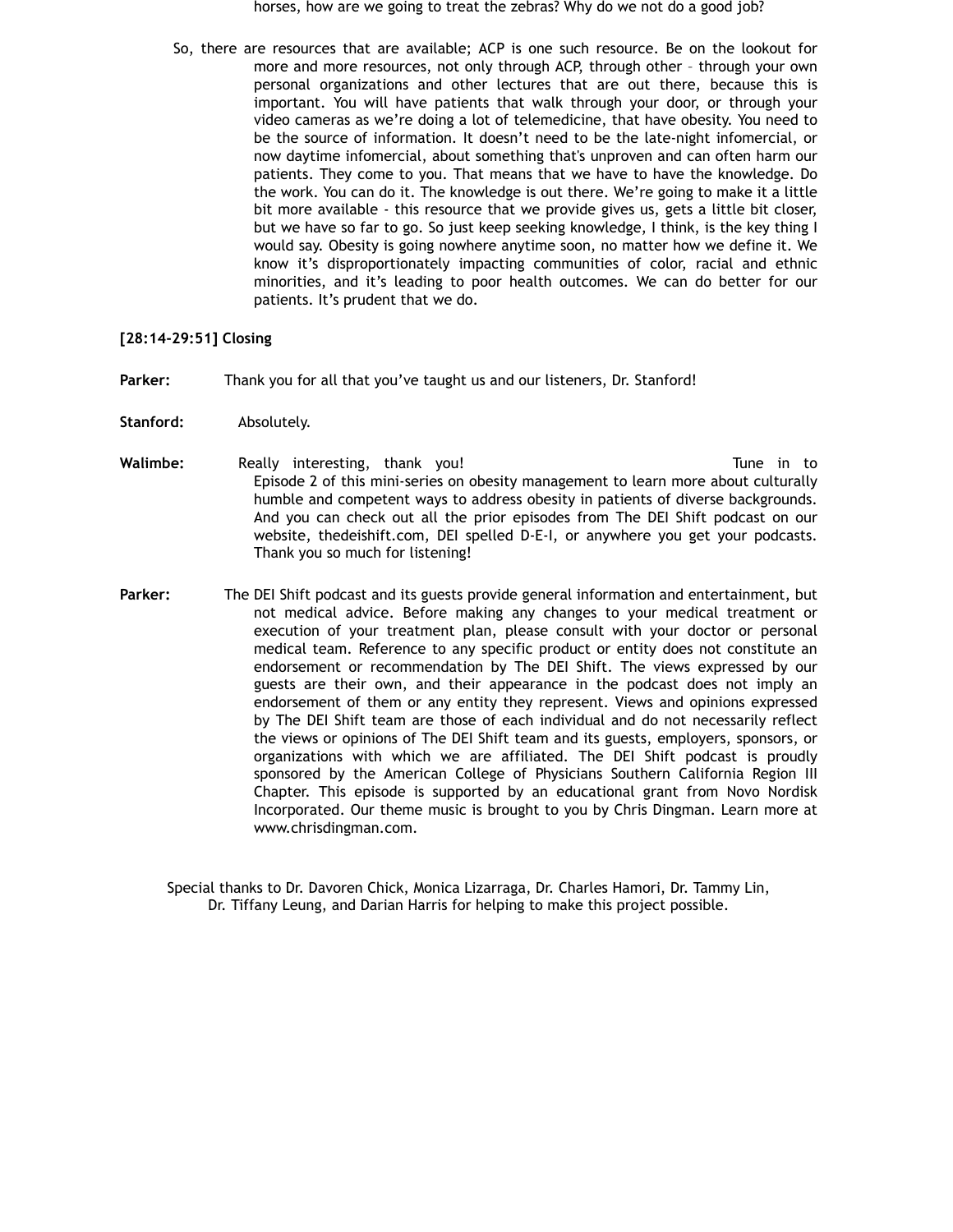horses, how are we going to treat the zebras? Why do we not do a good job?

So, there are resources that are available; ACP is one such resource. Be on the lookout for more and more resources, not only through ACP, through other – through your own personal organizations and other lectures that are out there, because this is important. You will have patients that walk through your door, or through your video cameras as we're doing a lot of telemedicine, that have obesity. You need to be the source of information. It doesn't need to be the late-night infomercial, or now daytime infomercial, about something that's unproven and can often harm our patients. They come to you. That means that we have to have the knowledge. Do the work. You can do it. The knowledge is out there. We're going to make it a little bit more available - this resource that we provide gives us, gets a little bit closer, but we have so far to go. So just keep seeking knowledge, I think, is the key thing I would say. Obesity is going nowhere anytime soon, no matter how we define it. We know it's disproportionately impacting communities of color, racial and ethnic minorities, and it's leading to poor health outcomes. We can do better for our patients. It's prudent that we do.

**[28:14-29:51] Closing**

**Parker:** Thank you for all that you've taught us and our listeners, Dr. Stanford!

**Stanford:** Absolutely.

**Walimbe:** Really interesting, thank you! Tune in to Episode 2 of this mini-series on obesity management to learn more about culturally humble and competent ways to address obesity in patients of diverse backgrounds. And you can check out all the prior episodes from The DEI Shift podcast on our website, thedeishift.com, DEI spelled D-E-I, or anywhere you get your podcasts. Thank you so much for listening!

**Parker:** The DEI Shift podcast and its guests provide general information and entertainment, but not medical advice. Before making any changes to your medical treatment or execution of your treatment plan, please consult with your doctor or personal medical team. Reference to any specific product or entity does not constitute an endorsement or recommendation by The DEI Shift. The views expressed by our guests are their own, and their appearance in the podcast does not imply an endorsement of them or any entity they represent. Views and opinions expressed by The DEI Shift team are those of each individual and do not necessarily reflect the views or opinions of The DEI Shift team and its guests, employers, sponsors, or organizations with which we are affiliated. The DEI Shift podcast is proudly sponsored by the American College of Physicians Southern California Region III Chapter. This episode is supported by an educational grant from Novo Nordisk Incorporated. Our theme music is brought to you by Chris Dingman. Learn more at www.chrisdingman.com.

Special thanks to Dr. Davoren Chick, Monica Lizarraga, Dr. Charles Hamori, Dr. Tammy Lin, Dr. Tiffany Leung, and Darian Harris for helping to make this project possible.